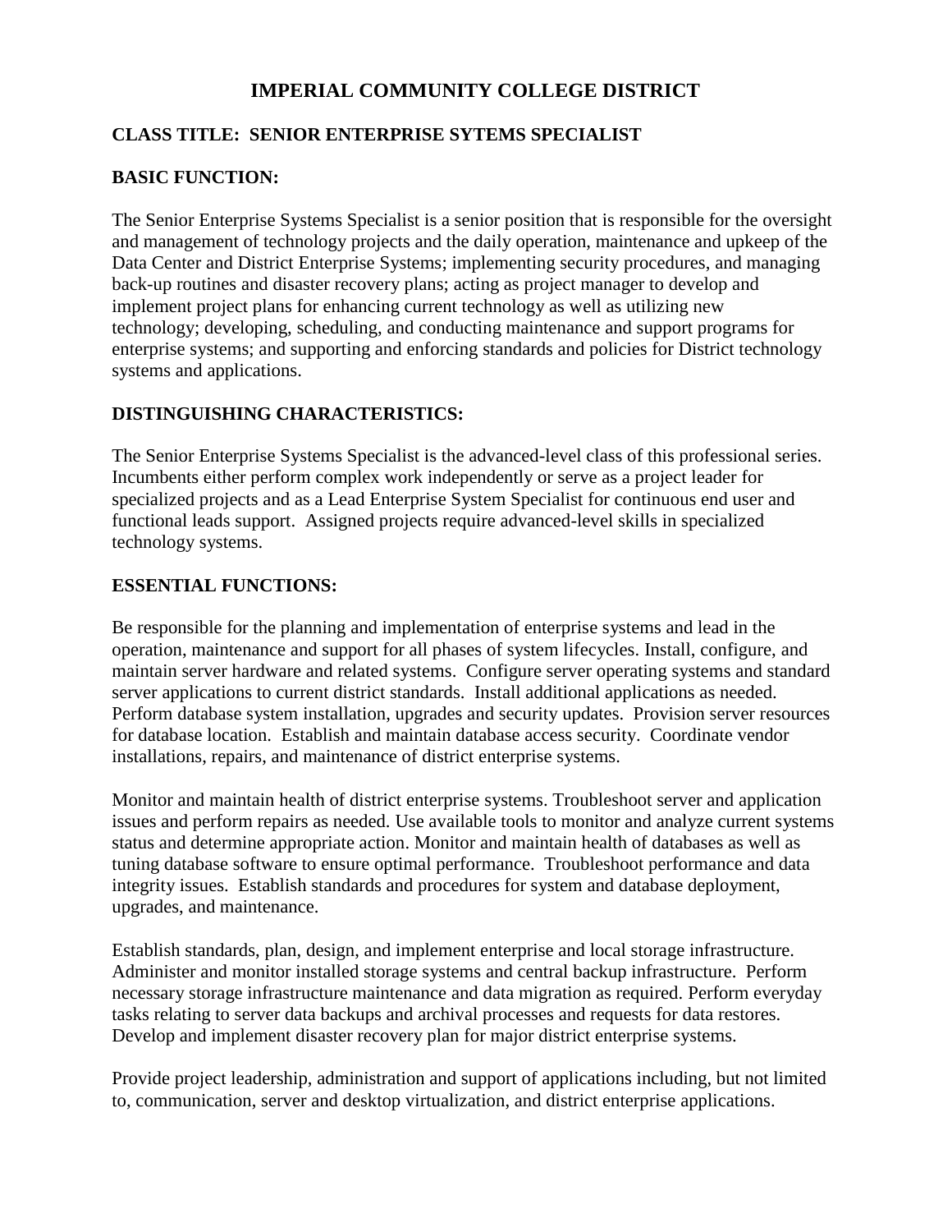# IMPERIAL COMMUNITY COLLEGE DISTRICT

## CLASS TITLE: SENIOR ENTERPRISE SYTEMS SPECIALIST

## BASIC FUNCTION:

The Senior Enterprise Systems Specialist is a senior position that is responsible for the oversight and management of technology projects and the daily operation, maintenance and upkeep of the Data Center and District Enterprise Systems; implementing security procedures, and managing back-up routines and disaster recovery plans; acting as project manager to develop and implement project plans for enhancing current technology as well as utilizing new technology; developing, scheduling, and conducting maintenance and support programs for enterprise systems; and supporting and enforcing standards and policies for District technology systems and applications.

## DISTINGUISHING CHARACTERISTICS:

The Senior Enterprise Systems Specialist is the advanced-level class of this professional series. Incumbents either perform complex work independently or serve as a project leader for specialized projects and as a Lead Enterprise System Specialist for continuous end user and functional leads support. Assigned projects require advanced-level skills in specialized technology systems.

## ESSENTIAL FUNCTIONS:

Be responsible for the planning and implementation of enterprise systems and lead in the operation, maintenance and support for all phases of system lifecycles. Install, configure, and maintain server hardware and related systems. Configure server operating systems and standard server applications to current district standards. Install additional applications as needed. Perform database system installation, upgrades and security updates. Provision server resources for database location. Establish and maintain database access security. Coordinate vendor installations, repairs, and maintenance of district enterprise systems.

Monitor and maintain health of district enterprise systems. Troubleshoot server and application issues and perform repairs as needed. Use available tools to monitor and analyze current systems status and determine appropriate action. Monitor and maintain health of databases as well as tuning database software to ensure optimal performance. Troubleshoot performance and data integrity issues. Establish standards and procedures for system and database deployment, upgrades, and maintenance.

Establish standards, plan, design, and implement enterprise and local storage infrastructure. Administer and monitor installed storage systems and central backup infrastructure. Perform necessary storage infrastructure maintenance and data migration as required. Perform everyday tasks relating to server data backups and archival processes and requests for data restores. Develop and implement disaster recovery plan for major district enterprise systems.

Provide project leadership, administration and support of applications including, but not limited to, communication, server and desktop virtualization, and district enterprise applications.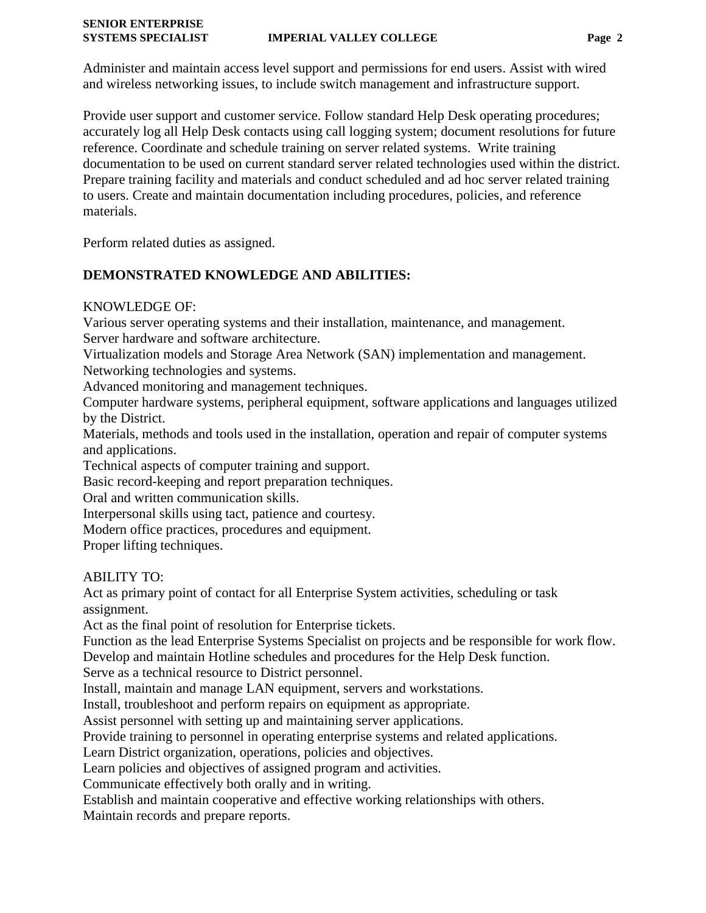Administer and maintain access level support and permissions for end users. Assist with wired and wireless networking issues, to include switch management and infrastructure support.

Provide user support and customer service. Follow standard Help Desk operating procedures; accurately log all Help Desk contacts using call logging system; document resolutions for future reference. Coordinate and schedule training on server related systems. Write training documentation to be used on current standard server related technologies used within the district. Prepare training facility and materials and conduct scheduled and ad hoc server related training to users. Create and maintain documentation including procedures, policies, and reference materials.

Perform related duties as assigned.

## DEMONSTRATED KNOWLEDGE AND ABILITIES:

KNOWLEDGE OF:
Various server operating systems and their installation, maintenance, and management.
Server hardware and software architecture.
Virtualization models and Storage Area Network (SAN) implementation and management.
Networking technologies and systems.
Advanced monitoring and management techniques.
Computer hardware systems, peripheral equipment, software applications and languages utilized by the District.
Materials, methods and tools used in the installation, operation and repair of computer systems and applications.
Technical aspects of computer training and support.
Basic record-keeping and report preparation techniques.
Oral and written communication skills.
Interpersonal skills using tact, patience and courtesy.
Modern office practices, procedures and equipment.
Proper lifting techniques.

ABILITY TO:
Act as primary point of contact for all Enterprise System activities, scheduling or task assignment.
Act as the final point of resolution for Enterprise tickets.
Function as the lead Enterprise Systems Specialist on projects and be responsible for work flow.
Develop and maintain Hotline schedules and procedures for the Help Desk function.
Serve as a technical resource to District personnel.
Install, maintain and manage LAN equipment, servers and workstations.
Install, troubleshoot and perform repairs on equipment as appropriate.
Assist personnel with setting up and maintaining server applications.
Provide training to personnel in operating enterprise systems and related applications.
Learn District organization, operations, policies and objectives.
Learn policies and objectives of assigned program and activities.
Communicate effectively both orally and in writing.
Establish and maintain cooperative and effective working relationships with others.
Maintain records and prepare reports.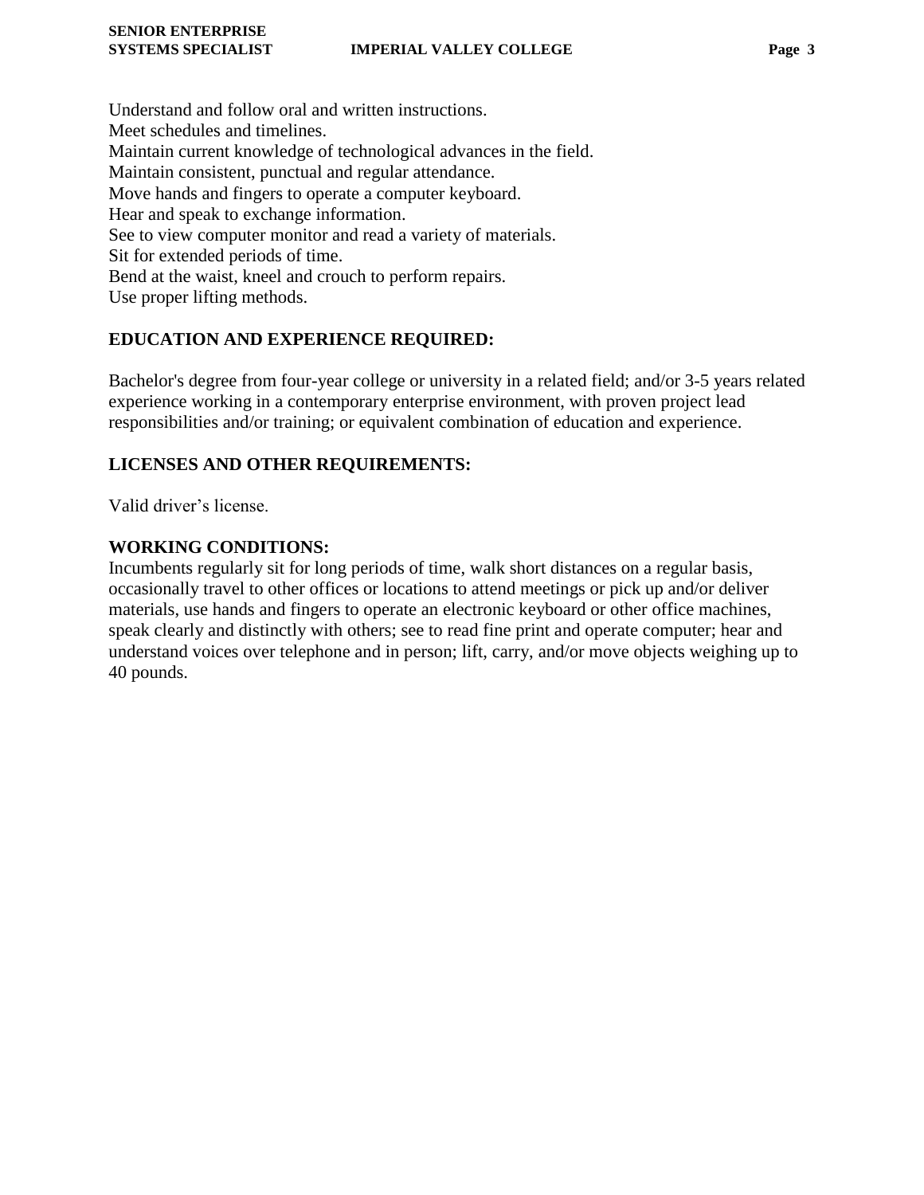Understand and follow oral and written instructions.
Meet schedules and timelines.
Maintain current knowledge of technological advances in the field.
Maintain consistent, punctual and regular attendance.
Move hands and fingers to operate a computer keyboard.
Hear and speak to exchange information.
See to view computer monitor and read a variety of materials.
Sit for extended periods of time.
Bend at the waist, kneel and crouch to perform repairs.
Use proper lifting methods.

## EDUCATION AND EXPERIENCE REQUIRED:

Bachelor's degree from four-year college or university in a related field; and/or 3-5 years related experience working in a contemporary enterprise environment, with proven project lead responsibilities and/or training; or equivalent combination of education and experience.

## LICENSES AND OTHER REQUIREMENTS:

Valid driver's license.

## WORKING CONDITIONS:

Incumbents regularly sit for long periods of time, walk short distances on a regular basis, occasionally travel to other offices or locations to attend meetings or pick up and/or deliver materials, use hands and fingers to operate an electronic keyboard or other office machines, speak clearly and distinctly with others; see to read fine print and operate computer; hear and understand voices over telephone and in person; lift, carry, and/or move objects weighing up to 40 pounds.